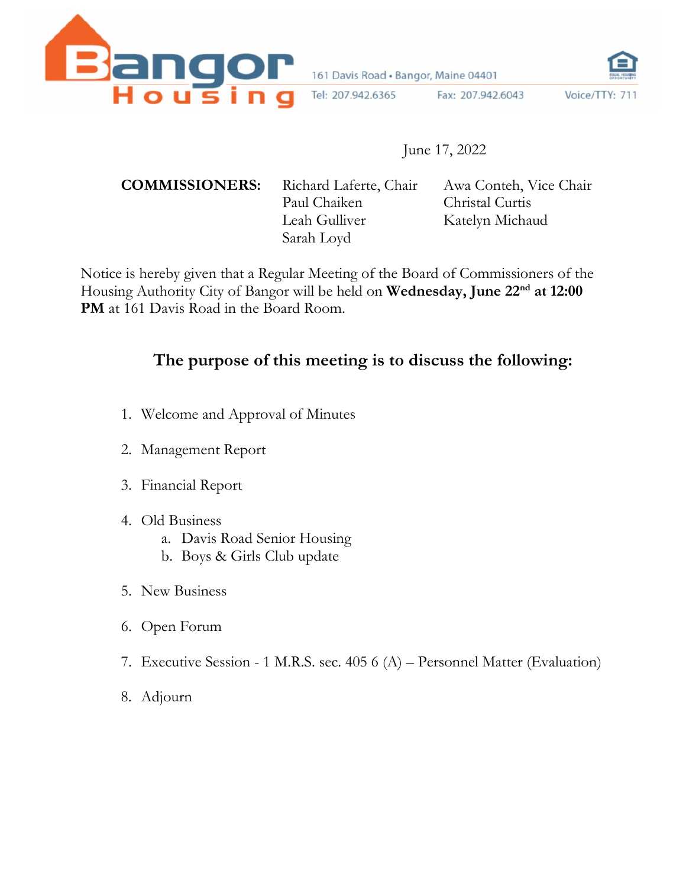Bangor Housing

161 Davis Road • Bangor, Maine 04401

Tel: 207.942.6365 Fax: 207.942.6043 Voice/TTY: 711

June 17, 2022

**COMMISSIONERS:**

Richard Laferte, Chair
Awa Conteh, Vice Chair
Paul Chaiken
Christal Curtis
Leah Gulliver
Katelyn Michaud
Sarah Loyd

Notice is hereby given that a Regular Meeting of the Board of Commissioners of the Housing Authority City of Bangor will be held on **Wednesday, June 22nd at 12:00 PM** at 161 Davis Road in the Board Room.

## The purpose of this meeting is to discuss the following:

1. Welcome and Approval of Minutes

2. Management Report

3. Financial Report

4. Old Business
   a. Davis Road Senior Housing
   b. Boys & Girls Club update

5. New Business

6. Open Forum

7. Executive Session - 1 M.R.S. sec. 405 6 (A) – Personnel Matter (Evaluation)

8. Adjourn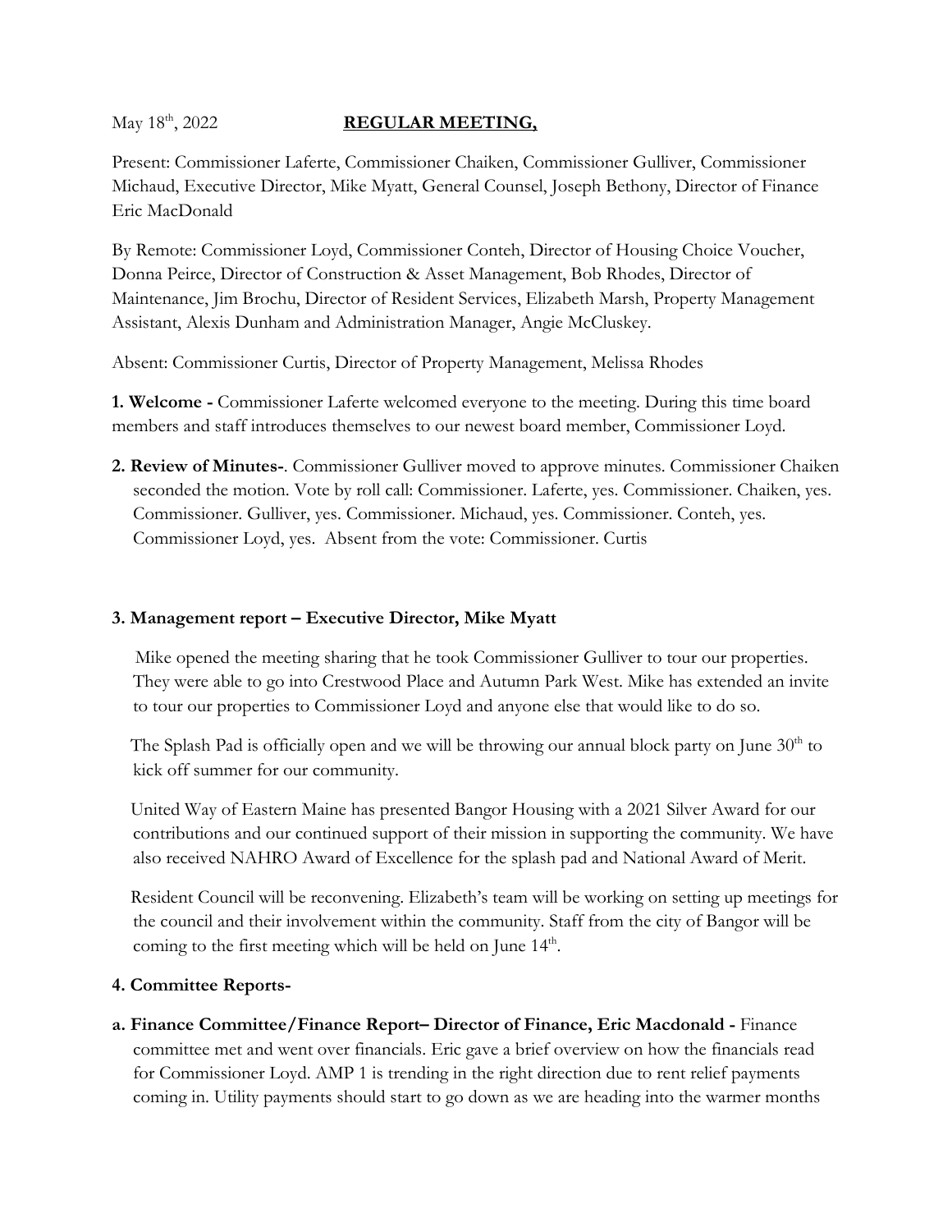May 18th, 2022 **REGULAR MEETING,**

Present: Commissioner Laferte, Commissioner Chaiken, Commissioner Gulliver, Commissioner Michaud, Executive Director, Mike Myatt, General Counsel, Joseph Bethony, Director of Finance Eric MacDonald

By Remote: Commissioner Loyd, Commissioner Conteh, Director of Housing Choice Voucher, Donna Peirce, Director of Construction & Asset Management, Bob Rhodes, Director of Maintenance, Jim Brochu, Director of Resident Services, Elizabeth Marsh, Property Management Assistant, Alexis Dunham and Administration Manager, Angie McCluskey.

Absent: Commissioner Curtis, Director of Property Management, Melissa Rhodes

**1. Welcome -** Commissioner Laferte welcomed everyone to the meeting. During this time board members and staff introduces themselves to our newest board member, Commissioner Loyd.

**2. Review of Minutes-**. Commissioner Gulliver moved to approve minutes. Commissioner Chaiken seconded the motion. Vote by roll call: Commissioner. Laferte, yes. Commissioner. Chaiken, yes. Commissioner. Gulliver, yes. Commissioner. Michaud, yes. Commissioner. Conteh, yes. Commissioner Loyd, yes. Absent from the vote: Commissioner. Curtis

**3. Management report – Executive Director, Mike Myatt**

Mike opened the meeting sharing that he took Commissioner Gulliver to tour our properties. They were able to go into Crestwood Place and Autumn Park West. Mike has extended an invite to tour our properties to Commissioner Loyd and anyone else that would like to do so.

The Splash Pad is officially open and we will be throwing our annual block party on June 30th to kick off summer for our community.

United Way of Eastern Maine has presented Bangor Housing with a 2021 Silver Award for our contributions and our continued support of their mission in supporting the community. We have also received NAHRO Award of Excellence for the splash pad and National Award of Merit.

Resident Council will be reconvening. Elizabeth's team will be working on setting up meetings for the council and their involvement within the community. Staff from the city of Bangor will be coming to the first meeting which will be held on June 14th.

**4. Committee Reports-**

**a. Finance Committee/Finance Report– Director of Finance, Eric Macdonald -** Finance committee met and went over financials. Eric gave a brief overview on how the financials read for Commissioner Loyd. AMP 1 is trending in the right direction due to rent relief payments coming in. Utility payments should start to go down as we are heading into the warmer months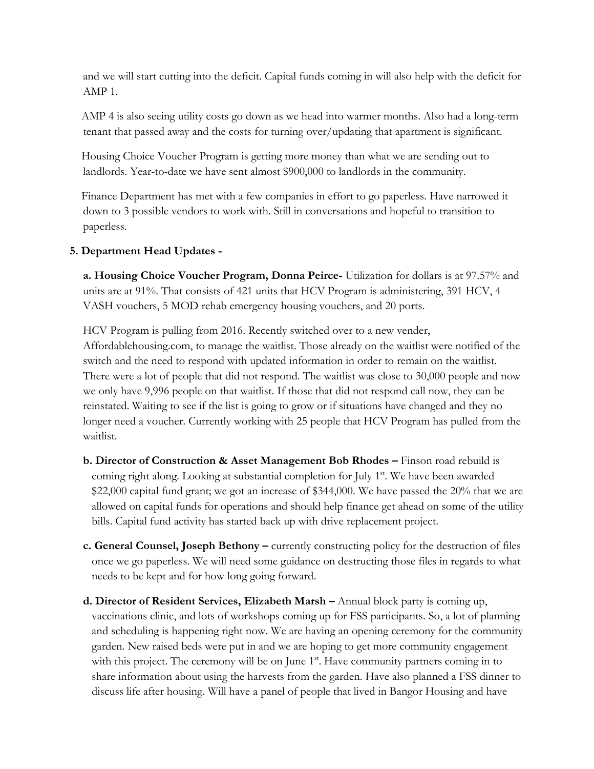and we will start cutting into the deficit. Capital funds coming in will also help with the deficit for AMP 1.

AMP 4 is also seeing utility costs go down as we head into warmer months. Also had a long-term tenant that passed away and the costs for turning over/updating that apartment is significant.

Housing Choice Voucher Program is getting more money than what we are sending out to landlords. Year-to-date we have sent almost $900,000 to landlords in the community.

Finance Department has met with a few companies in effort to go paperless. Have narrowed it down to 3 possible vendors to work with. Still in conversations and hopeful to transition to paperless.

**5. Department Head Updates -**

**a. Housing Choice Voucher Program, Donna Peirce-** Utilization for dollars is at 97.57% and units are at 91%. That consists of 421 units that HCV Program is administering, 391 HCV, 4 VASH vouchers, 5 MOD rehab emergency housing vouchers, and 20 ports.

HCV Program is pulling from 2016. Recently switched over to a new vender, Affordablehousing.com, to manage the waitlist. Those already on the waitlist were notified of the switch and the need to respond with updated information in order to remain on the waitlist. There were a lot of people that did not respond. The waitlist was close to 30,000 people and now we only have 9,996 people on that waitlist. If those that did not respond call now, they can be reinstated. Waiting to see if the list is going to grow or if situations have changed and they no longer need a voucher. Currently working with 25 people that HCV Program has pulled from the waitlist.

**b. Director of Construction & Asset Management Bob Rhodes –** Finson road rebuild is coming right along. Looking at substantial completion for July 1st. We have been awarded $22,000 capital fund grant; we got an increase of $344,000. We have passed the 20% that we are allowed on capital funds for operations and should help finance get ahead on some of the utility bills. Capital fund activity has started back up with drive replacement project.

**c. General Counsel, Joseph Bethony –** currently constructing policy for the destruction of files once we go paperless. We will need some guidance on destructing those files in regards to what needs to be kept and for how long going forward.

**d. Director of Resident Services, Elizabeth Marsh –** Annual block party is coming up, vaccinations clinic, and lots of workshops coming up for FSS participants. So, a lot of planning and scheduling is happening right now. We are having an opening ceremony for the community garden. New raised beds were put in and we are hoping to get more community engagement with this project. The ceremony will be on June 1st. Have community partners coming in to share information about using the harvests from the garden. Have also planned a FSS dinner to discuss life after housing. Will have a panel of people that lived in Bangor Housing and have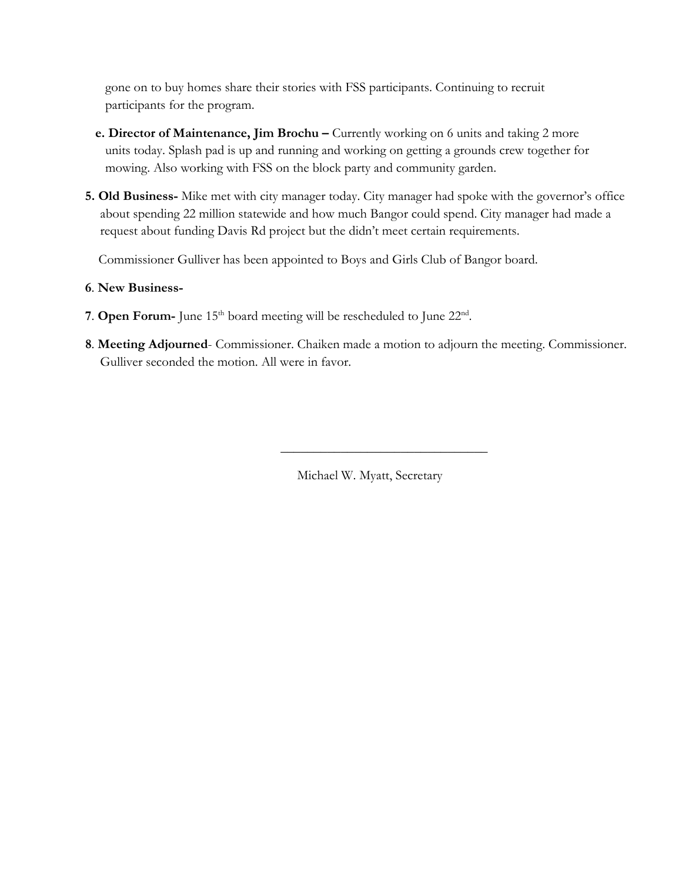gone on to buy homes share their stories with FSS participants. Continuing to recruit participants for the program.

e. **Director of Maintenance, Jim Brochu –** Currently working on 6 units and taking 2 more units today. Splash pad is up and running and working on getting a grounds crew together for mowing. Also working with FSS on the block party and community garden.

5. **Old Business-** Mike met with city manager today. City manager had spoke with the governor's office about spending 22 million statewide and how much Bangor could spend. City manager had made a request about funding Davis Rd project but the didn't meet certain requirements.

   Commissioner Gulliver has been appointed to Boys and Girls Club of Bangor board.

6. **New Business-**

7. **Open Forum-** June 15th board meeting will be rescheduled to June 22nd.

8. **Meeting Adjourned**- Commissioner. Chaiken made a motion to adjourn the meeting. Commissioner. Gulliver seconded the motion. All were in favor.

\_\_\_\_\_\_\_\_\_\_\_\_\_\_\_\_\_\_\_\_\_\_\_\_\_\_\_\_\_\_\_\_

Michael W. Myatt, Secretary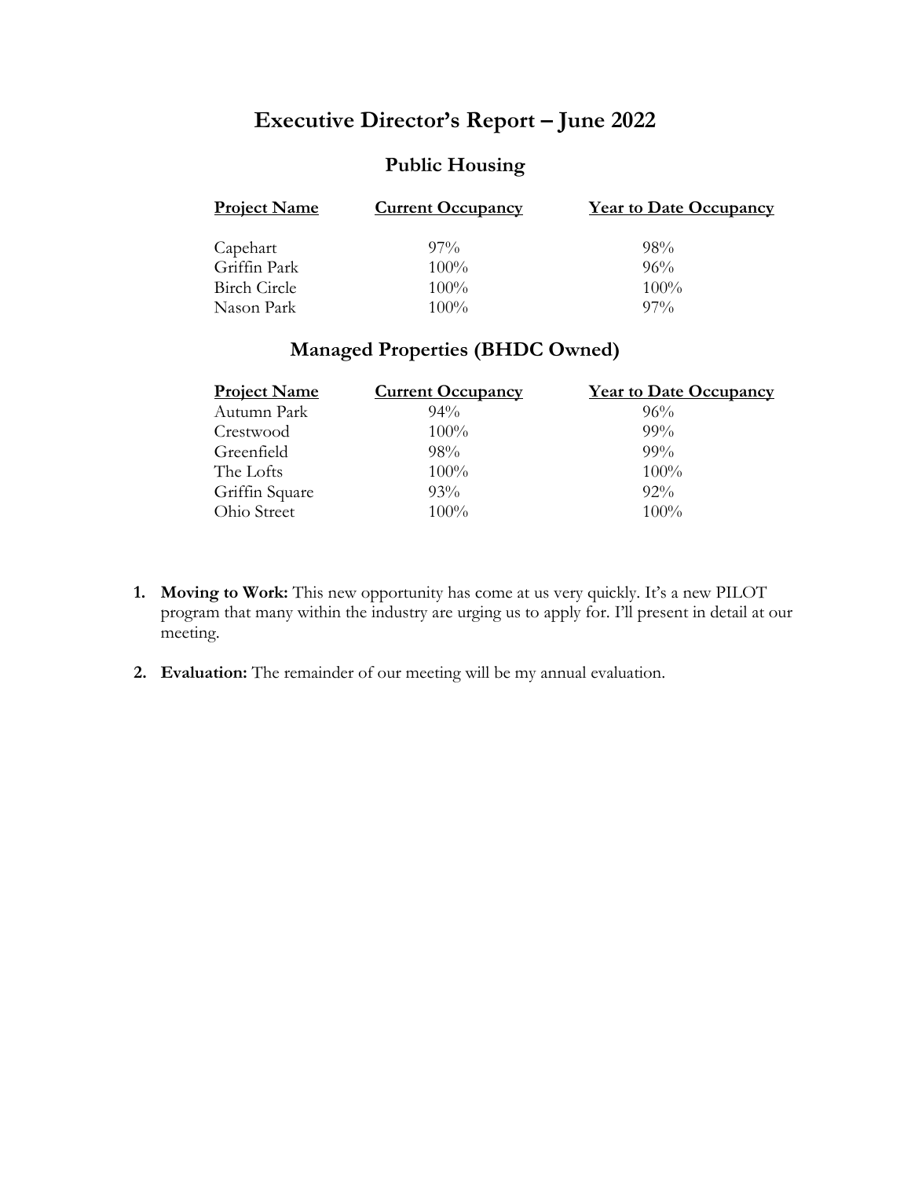# Executive Director's Report – June 2022

## Public Housing

| Project Name | Current Occupancy | Year to Date Occupancy |
|---|---|---|
| Capehart | 97% | 98% |
| Griffin Park | 100% | 96% |
| Birch Circle | 100% | 100% |
| Nason Park | 100% | 97% |

## Managed Properties (BHDC Owned)

| Project Name | Current Occupancy | Year to Date Occupancy |
|---|---|---|
| Autumn Park | 94% | 96% |
| Crestwood | 100% | 99% |
| Greenfield | 98% | 99% |
| The Lofts | 100% | 100% |
| Griffin Square | 93% | 92% |
| Ohio Street | 100% | 100% |

1. **Moving to Work:** This new opportunity has come at us very quickly. It's a new PILOT program that many within the industry are urging us to apply for. I'll present in detail at our meeting.

2. **Evaluation:** The remainder of our meeting will be my annual evaluation.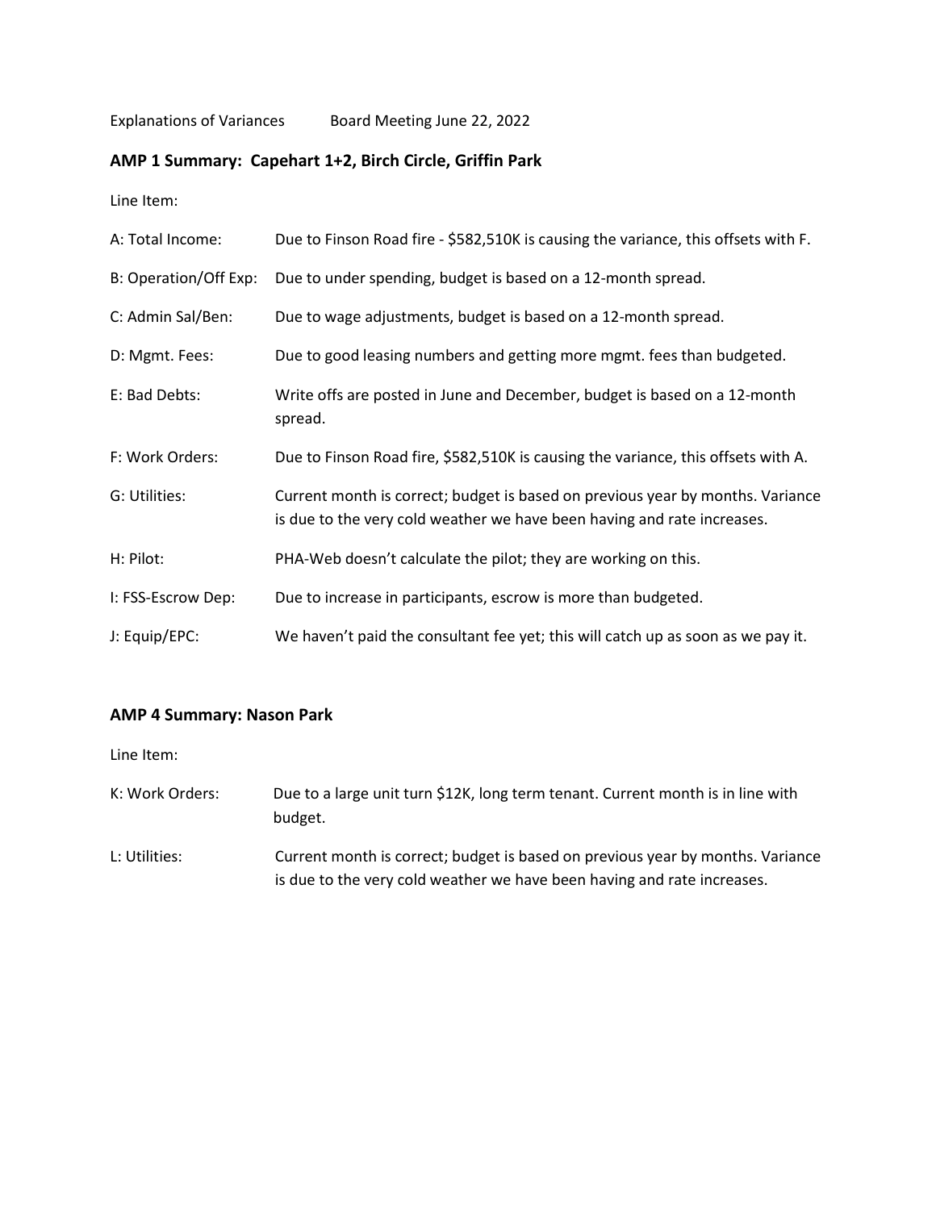Explanations of Variances Board Meeting June 22, 2022

## AMP 1 Summary: Capehart 1+2, Birch Circle, Griffin Park

Line Item:

| | |
|---|---|
| A: Total Income: | Due to Finson Road fire - $582,510K is causing the variance, this offsets with F. |
| B: Operation/Off Exp: | Due to under spending, budget is based on a 12-month spread. |
| C: Admin Sal/Ben: | Due to wage adjustments, budget is based on a 12-month spread. |
| D: Mgmt. Fees: | Due to good leasing numbers and getting more mgmt. fees than budgeted. |
| E: Bad Debts: | Write offs are posted in June and December, budget is based on a 12-month spread. |
| F: Work Orders: | Due to Finson Road fire, $582,510K is causing the variance, this offsets with A. |
| G: Utilities: | Current month is correct; budget is based on previous year by months. Variance is due to the very cold weather we have been having and rate increases. |
| H: Pilot: | PHA-Web doesn't calculate the pilot; they are working on this. |
| I: FSS-Escrow Dep: | Due to increase in participants, escrow is more than budgeted. |
| J: Equip/EPC: | We haven't paid the consultant fee yet; this will catch up as soon as we pay it. |

## AMP 4 Summary: Nason Park

Line Item:

| | |
|---|---|
| K: Work Orders: | Due to a large unit turn $12K, long term tenant. Current month is in line with budget. |
| L: Utilities: | Current month is correct; budget is based on previous year by months. Variance is due to the very cold weather we have been having and rate increases. |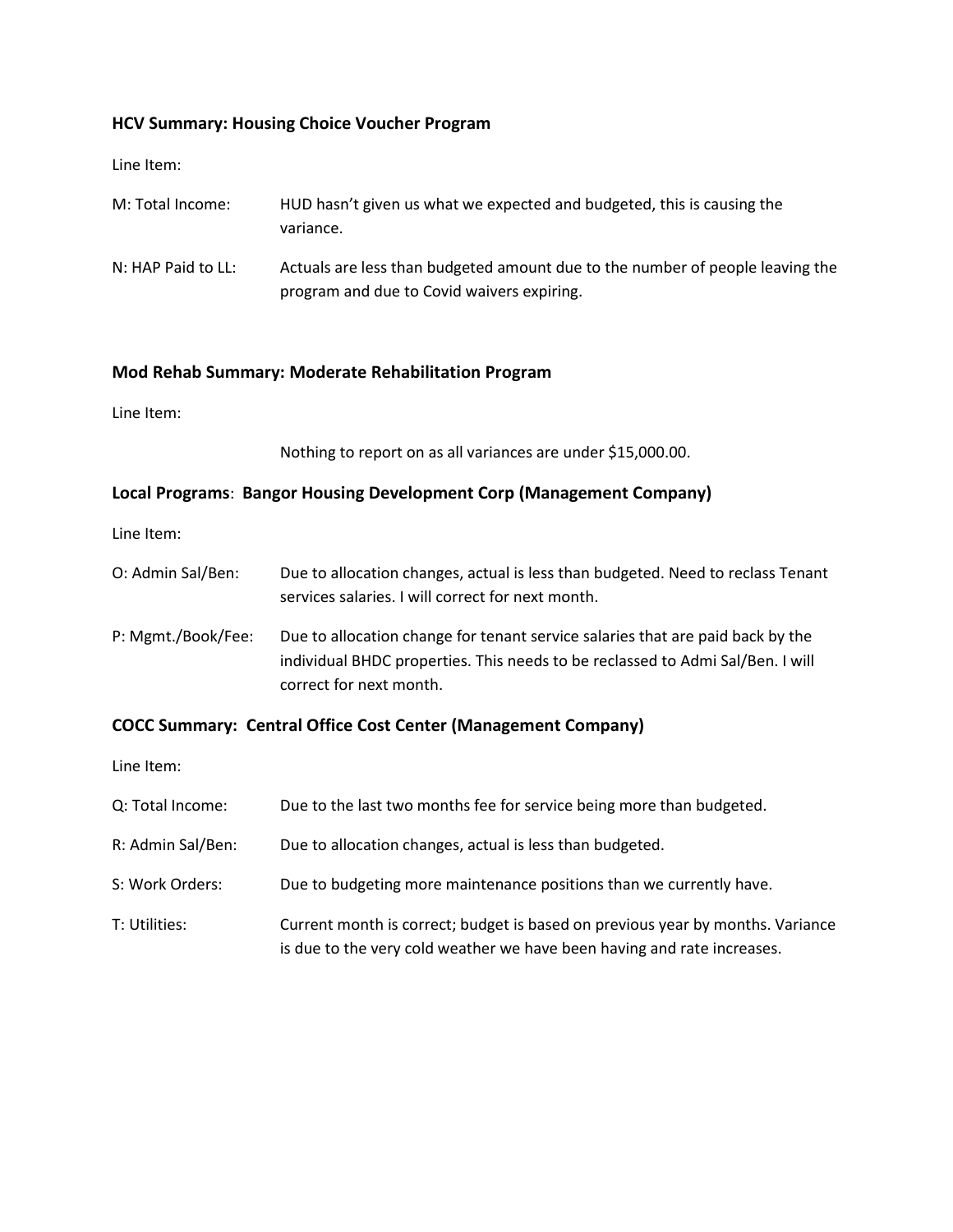**HCV Summary: Housing Choice Voucher Program**

Line Item:

| | |
|---|---|
| M: Total Income: | HUD hasn't given us what we expected and budgeted, this is causing the variance. |
| N: HAP Paid to LL: | Actuals are less than budgeted amount due to the number of people leaving the program and due to Covid waivers expiring. |

**Mod Rehab Summary: Moderate Rehabilitation Program**

Line Item:

Nothing to report on as all variances are under $15,000.00.

**Local Programs**: **Bangor Housing Development Corp (Management Company)**

Line Item:

| | |
|---|---|
| O: Admin Sal/Ben: | Due to allocation changes, actual is less than budgeted. Need to reclass Tenant services salaries. I will correct for next month. |
| P: Mgmt./Book/Fee: | Due to allocation change for tenant service salaries that are paid back by the individual BHDC properties. This needs to be reclassed to Admi Sal/Ben. I will correct for next month. |

**COCC Summary: Central Office Cost Center (Management Company)**

Line Item:

| | |
|---|---|
| Q: Total Income: | Due to the last two months fee for service being more than budgeted. |
| R: Admin Sal/Ben: | Due to allocation changes, actual is less than budgeted. |
| S: Work Orders: | Due to budgeting more maintenance positions than we currently have. |
| T: Utilities: | Current month is correct; budget is based on previous year by months. Variance is due to the very cold weather we have been having and rate increases. |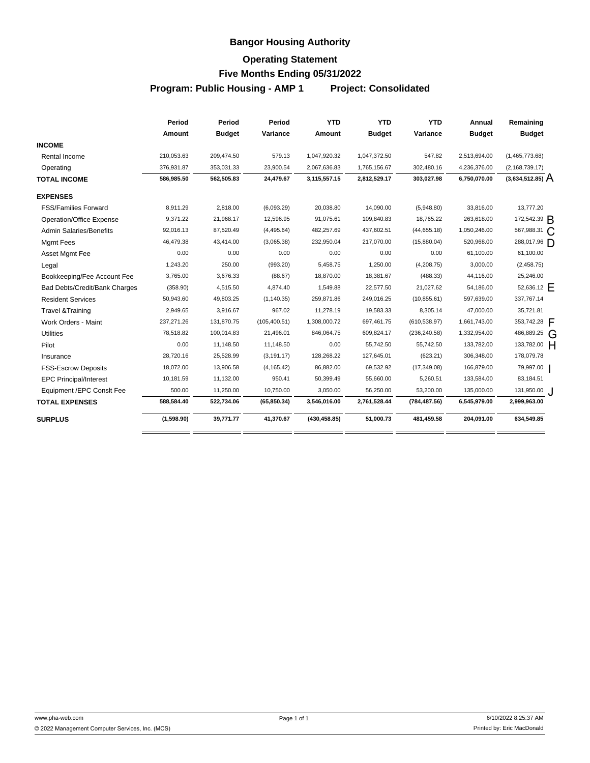# Bangor Housing Authority

## Operating Statement

## Five Months Ending 05/31/2022

**Program: Public Housing - AMP 1 Project: Consolidated**

| | Period Amount | Period Budget | Period Variance | YTD Amount | YTD Budget | YTD Variance | Annual Budget | Remaining Budget | |
|---|---|---|---|---|---|---|---|---|---|
| **INCOME** | | | | | | | | | |
| Rental Income | 210,053.63 | 209,474.50 | 579.13 | 1,047,920.32 | 1,047,372.50 | 547.82 | 2,513,694.00 | (1,465,773.68) | |
| Operating | 376,931.87 | 353,031.33 | 23,900.54 | 2,067,636.83 | 1,765,156.67 | 302,480.16 | 4,236,376.00 | (2,168,739.17) | |
| **TOTAL INCOME** | **586,985.50** | **562,505.83** | **24,479.67** | **3,115,557.15** | **2,812,529.17** | **303,027.98** | **6,750,070.00** | **(3,634,512.85)** | A |
| **EXPENSES** | | | | | | | | | |
| FSS/Families Forward | 8,911.29 | 2,818.00 | (6,093.29) | 20,038.80 | 14,090.00 | (5,948.80) | 33,816.00 | 13,777.20 | |
| Operation/Office Expense | 9,371.22 | 21,968.17 | 12,596.95 | 91,075.61 | 109,840.83 | 18,765.22 | 263,618.00 | 172,542.39 | B |
| Admin Salaries/Benefits | 92,016.13 | 87,520.49 | (4,495.64) | 482,257.69 | 437,602.51 | (44,655.18) | 1,050,246.00 | 567,988.31 | C |
| Mgmt Fees | 46,479.38 | 43,414.00 | (3,065.38) | 232,950.04 | 217,070.00 | (15,880.04) | 520,968.00 | 288,017.96 | D |
| Asset Mgmt Fee | 0.00 | 0.00 | 0.00 | 0.00 | 0.00 | 0.00 | 61,100.00 | 61,100.00 | |
| Legal | 1,243.20 | 250.00 | (993.20) | 5,458.75 | 1,250.00 | (4,208.75) | 3,000.00 | (2,458.75) | |
| Bookkeeping/Fee Account Fee | 3,765.00 | 3,676.33 | (88.67) | 18,870.00 | 18,381.67 | (488.33) | 44,116.00 | 25,246.00 | |
| Bad Debts/Credit/Bank Charges | (358.90) | 4,515.50 | 4,874.40 | 1,549.88 | 22,577.50 | 21,027.62 | 54,186.00 | 52,636.12 | E |
| Resident Services | 50,943.60 | 49,803.25 | (1,140.35) | 259,871.86 | 249,016.25 | (10,855.61) | 597,639.00 | 337,767.14 | |
| Travel &Training | 2,949.65 | 3,916.67 | 967.02 | 11,278.19 | 19,583.33 | 8,305.14 | 47,000.00 | 35,721.81 | |
| Work Orders - Maint | 237,271.26 | 131,870.75 | (105,400.51) | 1,308,000.72 | 697,461.75 | (610,538.97) | 1,661,743.00 | 353,742.28 | F |
| Utilities | 78,518.82 | 100,014.83 | 21,496.01 | 846,064.75 | 609,824.17 | (236,240.58) | 1,332,954.00 | 486,889.25 | G |
| Pilot | 0.00 | 11,148.50 | 11,148.50 | 0.00 | 55,742.50 | 55,742.50 | 133,782.00 | 133,782.00 | H |
| Insurance | 28,720.16 | 25,528.99 | (3,191.17) | 128,268.22 | 127,645.01 | (623.21) | 306,348.00 | 178,079.78 | |
| FSS-Escrow Deposits | 18,072.00 | 13,906.58 | (4,165.42) | 86,882.00 | 69,532.92 | (17,349.08) | 166,879.00 | 79,997.00 | I |
| EPC Principal/Interest | 10,181.59 | 11,132.00 | 950.41 | 50,399.49 | 55,660.00 | 5,260.51 | 133,584.00 | 83,184.51 | |
| Equipment /EPC Conslt Fee | 500.00 | 11,250.00 | 10,750.00 | 3,050.00 | 56,250.00 | 53,200.00 | 135,000.00 | 131,950.00 | J |
| **TOTAL EXPENSES** | **588,584.40** | **522,734.06** | **(65,850.34)** | **3,546,016.00** | **2,761,528.44** | **(784,487.56)** | **6,545,979.00** | **2,999,963.00** | |
| **SURPLUS** | **(1,598.90)** | **39,771.77** | **41,370.67** | **(430,458.85)** | **51,000.73** | **481,459.58** | **204,091.00** | **634,549.85** | |

www.pha-web.com

© 2022 Management Computer Services, Inc. (MCS)

6/10/2022 8:25:37 AM

Printed by: Eric MacDonald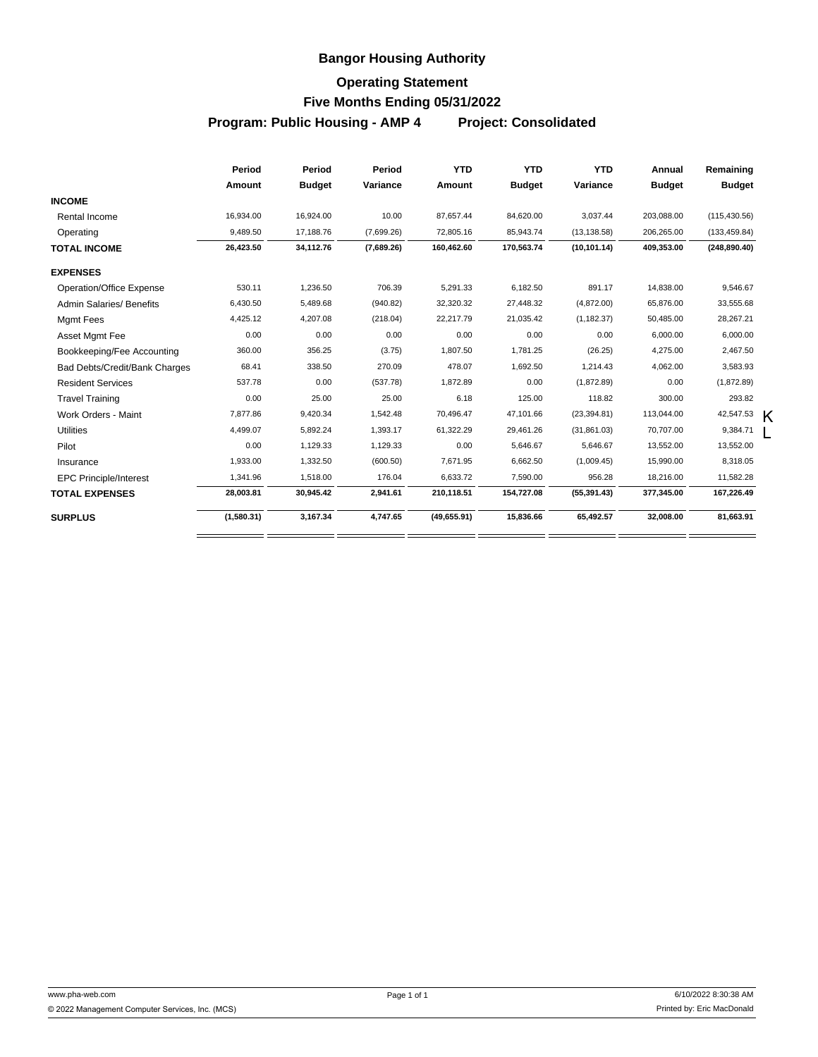# Bangor Housing Authority

## Operating Statement

### Five Months Ending 05/31/2022

### Program: Public Housing - AMP 4 Project: Consolidated

| | Period Amount | Period Budget | Period Variance | YTD Amount | YTD Budget | YTD Variance | Annual Budget | Remaining Budget |
|---|---|---|---|---|---|---|---|---|
| **INCOME** | | | | | | | | |
| Rental Income | 16,934.00 | 16,924.00 | 10.00 | 87,657.44 | 84,620.00 | 3,037.44 | 203,088.00 | (115,430.56) |
| Operating | 9,489.50 | 17,188.76 | (7,699.26) | 72,805.16 | 85,943.74 | (13,138.58) | 206,265.00 | (133,459.84) |
| **TOTAL INCOME** | **26,423.50** | **34,112.76** | **(7,689.26)** | **160,462.60** | **170,563.74** | **(10,101.14)** | **409,353.00** | **(248,890.40)** |
| **EXPENSES** | | | | | | | | |
| Operation/Office Expense | 530.11 | 1,236.50 | 706.39 | 5,291.33 | 6,182.50 | 891.17 | 14,838.00 | 9,546.67 |
| Admin Salaries/ Benefits | 6,430.50 | 5,489.68 | (940.82) | 32,320.32 | 27,448.32 | (4,872.00) | 65,876.00 | 33,555.68 |
| Mgmt Fees | 4,425.12 | 4,207.08 | (218.04) | 22,217.79 | 21,035.42 | (1,182.37) | 50,485.00 | 28,267.21 |
| Asset Mgmt Fee | 0.00 | 0.00 | 0.00 | 0.00 | 0.00 | 0.00 | 6,000.00 | 6,000.00 |
| Bookkeeping/Fee Accounting | 360.00 | 356.25 | (3.75) | 1,807.50 | 1,781.25 | (26.25) | 4,275.00 | 2,467.50 |
| Bad Debts/Credit/Bank Charges | 68.41 | 338.50 | 270.09 | 478.07 | 1,692.50 | 1,214.43 | 4,062.00 | 3,583.93 |
| Resident Services | 537.78 | 0.00 | (537.78) | 1,872.89 | 0.00 | (1,872.89) | 0.00 | (1,872.89) |
| Travel Training | 0.00 | 25.00 | 25.00 | 6.18 | 125.00 | 118.82 | 300.00 | 293.82 |
| Work Orders - Maint | 7,877.86 | 9,420.34 | 1,542.48 | 70,496.47 | 47,101.66 | (23,394.81) | 113,044.00 | 42,547.53 K |
| Utilities | 4,499.07 | 5,892.24 | 1,393.17 | 61,322.29 | 29,461.26 | (31,861.03) | 70,707.00 | 9,384.71 L |
| Pilot | 0.00 | 1,129.33 | 1,129.33 | 0.00 | 5,646.67 | 5,646.67 | 13,552.00 | 13,552.00 |
| Insurance | 1,933.00 | 1,332.50 | (600.50) | 7,671.95 | 6,662.50 | (1,009.45) | 15,990.00 | 8,318.05 |
| EPC Principle/Interest | 1,341.96 | 1,518.00 | 176.04 | 6,633.72 | 7,590.00 | 956.28 | 18,216.00 | 11,582.28 |
| **TOTAL EXPENSES** | **28,003.81** | **30,945.42** | **2,941.61** | **210,118.51** | **154,727.08** | **(55,391.43)** | **377,345.00** | **167,226.49** |
| **SURPLUS** | **(1,580.31)** | **3,167.34** | **4,747.65** | **(49,655.91)** | **15,836.66** | **65,492.57** | **32,008.00** | **81,663.91** |

www.pha-web.com

© 2022 Management Computer Services, Inc. (MCS)

6/10/2022 8:30:38 AM

Printed by: Eric MacDonald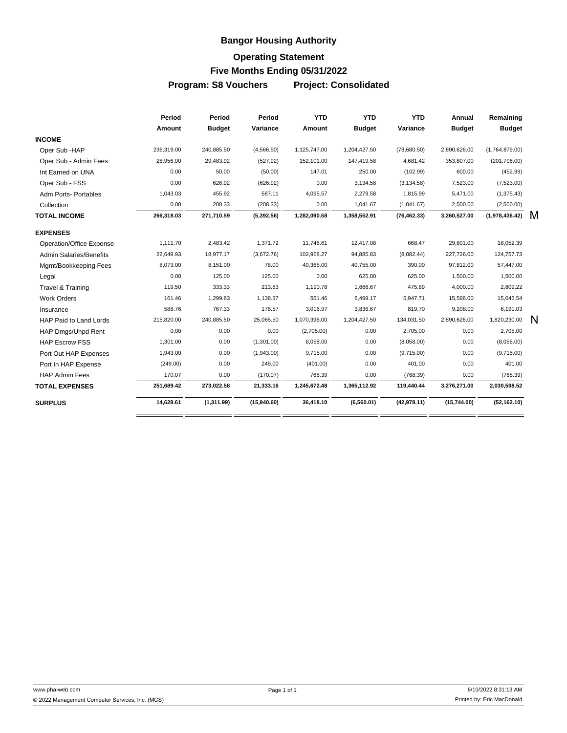# Bangor Housing Authority

## Operating Statement

## Five Months Ending 05/31/2022

**Program: S8 Vouchers** **Project: Consolidated**

| | Period Amount | Period Budget | Period Variance | YTD Amount | YTD Budget | YTD Variance | Annual Budget | Remaining Budget | |
|---|---|---|---|---|---|---|---|---|---|
| **INCOME** | | | | | | | | | |
| Oper Sub -HAP | 236,319.00 | 240,885.50 | (4,566.50) | 1,125,747.00 | 1,204,427.50 | (78,680.50) | 2,890,626.00 | (1,764,879.00) | |
| Oper Sub - Admin Fees | 28,956.00 | 29,483.92 | (527.92) | 152,101.00 | 147,419.58 | 4,681.42 | 353,807.00 | (201,706.00) | |
| Int Earned on UNA | 0.00 | 50.00 | (50.00) | 147.01 | 250.00 | (102.99) | 600.00 | (452.99) | |
| Oper Sub - FSS | 0.00 | 626.92 | (626.92) | 0.00 | 3,134.58 | (3,134.58) | 7,523.00 | (7,523.00) | |
| Adm Ports- Portables | 1,043.03 | 455.92 | 587.11 | 4,095.57 | 2,279.58 | 1,815.99 | 5,471.00 | (1,375.43) | |
| Collection | 0.00 | 208.33 | (208.33) | 0.00 | 1,041.67 | (1,041.67) | 2,500.00 | (2,500.00) | |
| **TOTAL INCOME** | **266,318.03** | **271,710.59** | **(5,392.56)** | **1,282,090.58** | **1,358,552.91** | **(76,462.33)** | **3,260,527.00** | **(1,978,436.42)** | M |
| **EXPENSES** | | | | | | | | | |
| Operation/Office Expense | 1,111.70 | 2,483.42 | 1,371.72 | 11,748.61 | 12,417.08 | 668.47 | 29,801.00 | 18,052.39 | |
| Admin Salaries/Benefits | 22,649.93 | 18,977.17 | (3,672.76) | 102,968.27 | 94,885.83 | (8,082.44) | 227,726.00 | 124,757.73 | |
| Mgmt/Bookkeeping Fees | 8,073.00 | 8,151.00 | 78.00 | 40,365.00 | 40,755.00 | 390.00 | 97,812.00 | 57,447.00 | |
| Legal | 0.00 | 125.00 | 125.00 | 0.00 | 625.00 | 625.00 | 1,500.00 | 1,500.00 | |
| Travel & Training | 119.50 | 333.33 | 213.83 | 1,190.78 | 1,666.67 | 475.89 | 4,000.00 | 2,809.22 | |
| Work Orders | 161.46 | 1,299.83 | 1,138.37 | 551.46 | 6,499.17 | 5,947.71 | 15,598.00 | 15,046.54 | |
| Insurance | 588.76 | 767.33 | 178.57 | 3,016.97 | 3,836.67 | 819.70 | 9,208.00 | 6,191.03 | |
| HAP Paid to Land Lords | 215,820.00 | 240,885.50 | 25,065.50 | 1,070,396.00 | 1,204,427.50 | 134,031.50 | 2,890,626.00 | 1,820,230.00 | N |
| HAP Dmgs/Unpd Rent | 0.00 | 0.00 | 0.00 | (2,705.00) | 0.00 | 2,705.00 | 0.00 | 2,705.00 | |
| HAP Escrow FSS | 1,301.00 | 0.00 | (1,301.00) | 8,058.00 | 0.00 | (8,058.00) | 0.00 | (8,058.00) | |
| Port Out HAP Expenses | 1,943.00 | 0.00 | (1,943.00) | 9,715.00 | 0.00 | (9,715.00) | 0.00 | (9,715.00) | |
| Port In HAP Expense | (249.00) | 0.00 | 249.00 | (401.00) | 0.00 | 401.00 | 0.00 | 401.00 | |
| HAP Admin Fees | 170.07 | 0.00 | (170.07) | 768.39 | 0.00 | (768.39) | 0.00 | (768.39) | |
| **TOTAL EXPENSES** | **251,689.42** | **273,022.58** | **21,333.16** | **1,245,672.48** | **1,365,112.92** | **119,440.44** | **3,276,271.00** | **2,030,598.52** | |
| **SURPLUS** | **14,628.61** | **(1,311.99)** | **(15,940.60)** | **36,418.10** | **(6,560.01)** | **(42,978.11)** | **(15,744.00)** | **(52,162.10)** | |

www.pha-web.com
© 2022 Management Computer Services, Inc. (MCS)
6/10/2022 8:31:13 AM
Printed by: Eric MacDonald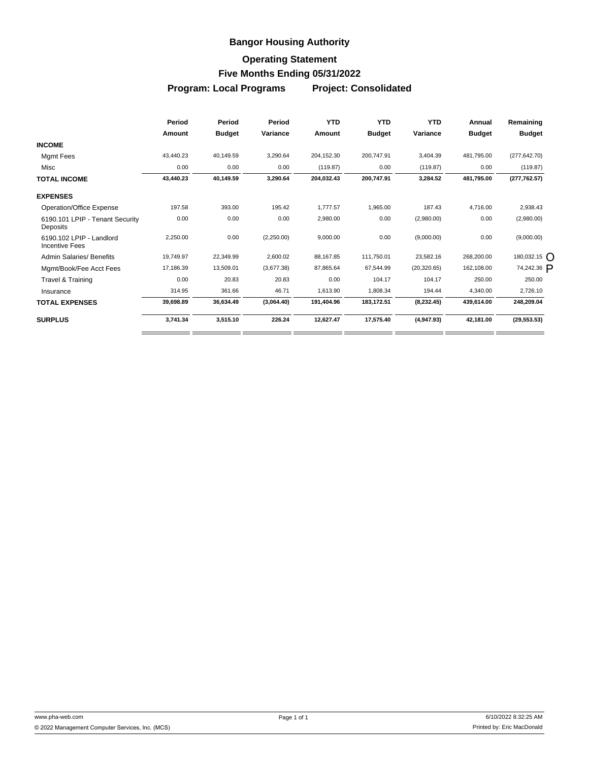# Bangor Housing Authority

## Operating Statement

## Five Months Ending 05/31/2022

### Program: Local Programs    Project: Consolidated

| | Period Amount | Period Budget | Period Variance | YTD Amount | YTD Budget | YTD Variance | Annual Budget | Remaining Budget |
|---|---|---|---|---|---|---|---|---|
| **INCOME** | | | | | | | | |
| Mgmt Fees | 43,440.23 | 40,149.59 | 3,290.64 | 204,152.30 | 200,747.91 | 3,404.39 | 481,795.00 | (277,642.70) |
| Misc | 0.00 | 0.00 | 0.00 | (119.87) | 0.00 | (119.87) | 0.00 | (119.87) |
| **TOTAL INCOME** | **43,440.23** | **40,149.59** | **3,290.64** | **204,032.43** | **200,747.91** | **3,284.52** | **481,795.00** | **(277,762.57)** |
| **EXPENSES** | | | | | | | | |
| Operation/Office Expense | 197.58 | 393.00 | 195.42 | 1,777.57 | 1,965.00 | 187.43 | 4,716.00 | 2,938.43 |
| 6190.101 LPIP - Tenant Security Deposits | 0.00 | 0.00 | 0.00 | 2,980.00 | 0.00 | (2,980.00) | 0.00 | (2,980.00) |
| 6190.102 LPIP - Landlord Incentive Fees | 2,250.00 | 0.00 | (2,250.00) | 9,000.00 | 0.00 | (9,000.00) | 0.00 | (9,000.00) |
| Admin Salaries/ Benefits | 19,749.97 | 22,349.99 | 2,600.02 | 88,167.85 | 111,750.01 | 23,582.16 | 268,200.00 | 180,032.15 O |
| Mgmt/Book/Fee Acct Fees | 17,186.39 | 13,509.01 | (3,677.38) | 87,865.64 | 67,544.99 | (20,320.65) | 162,108.00 | 74,242.36 P |
| Travel & Training | 0.00 | 20.83 | 20.83 | 0.00 | 104.17 | 104.17 | 250.00 | 250.00 |
| Insurance | 314.95 | 361.66 | 46.71 | 1,613.90 | 1,808.34 | 194.44 | 4,340.00 | 2,726.10 |
| **TOTAL EXPENSES** | **39,698.89** | **36,634.49** | **(3,064.40)** | **191,404.96** | **183,172.51** | **(8,232.45)** | **439,614.00** | **248,209.04** |
| **SURPLUS** | **3,741.34** | **3,515.10** | **226.24** | **12,627.47** | **17,575.40** | **(4,947.93)** | **42,181.00** | **(29,553.53)** |

www.pha-web.com

© 2022 Management Computer Services, Inc. (MCS)

6/10/2022 8:32:25 AM

Printed by: Eric MacDonald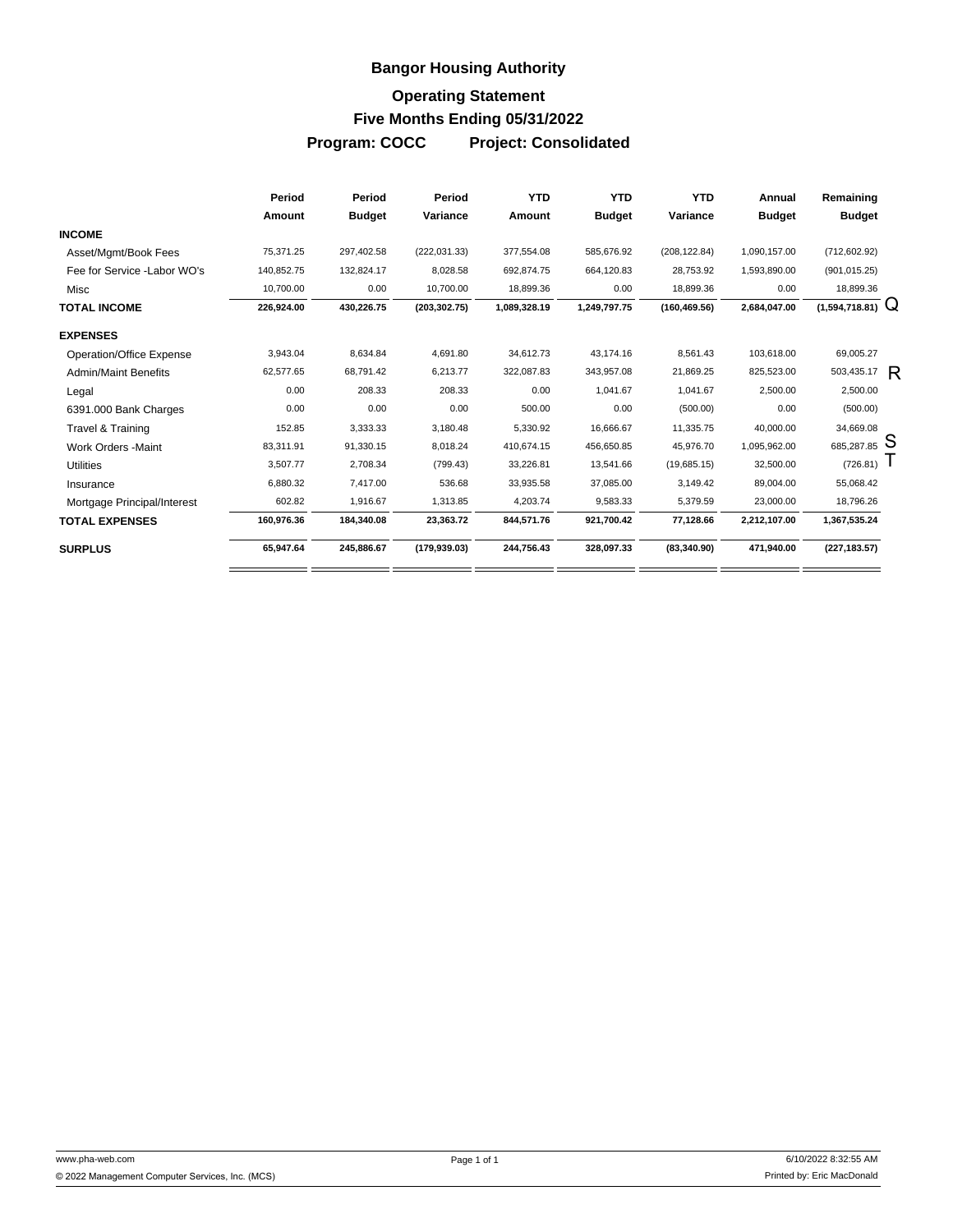# Bangor Housing Authority

## Operating Statement

## Five Months Ending 05/31/2022

## Program: COCC Project: Consolidated

| | Period Amount | Period Budget | Period Variance | YTD Amount | YTD Budget | YTD Variance | Annual Budget | Remaining Budget | |
|---|---|---|---|---|---|---|---|---|---|
| **INCOME** | | | | | | | | | |
| Asset/Mgmt/Book Fees | 75,371.25 | 297,402.58 | (222,031.33) | 377,554.08 | 585,676.92 | (208,122.84) | 1,090,157.00 | (712,602.92) | |
| Fee for Service -Labor WO's | 140,852.75 | 132,824.17 | 8,028.58 | 692,874.75 | 664,120.83 | 28,753.92 | 1,593,890.00 | (901,015.25) | |
| Misc | 10,700.00 | 0.00 | 10,700.00 | 18,899.36 | 0.00 | 18,899.36 | 0.00 | 18,899.36 | |
| **TOTAL INCOME** | **226,924.00** | **430,226.75** | **(203,302.75)** | **1,089,328.19** | **1,249,797.75** | **(160,469.56)** | **2,684,047.00** | **(1,594,718.81)** | Q |
| **EXPENSES** | | | | | | | | | |
| Operation/Office Expense | 3,943.04 | 8,634.84 | 4,691.80 | 34,612.73 | 43,174.16 | 8,561.43 | 103,618.00 | 69,005.27 | |
| Admin/Maint Benefits | 62,577.65 | 68,791.42 | 6,213.77 | 322,087.83 | 343,957.08 | 21,869.25 | 825,523.00 | 503,435.17 | R |
| Legal | 0.00 | 208.33 | 208.33 | 0.00 | 1,041.67 | 1,041.67 | 2,500.00 | 2,500.00 | |
| 6391.000 Bank Charges | 0.00 | 0.00 | 0.00 | 500.00 | 0.00 | (500.00) | 0.00 | (500.00) | |
| Travel & Training | 152.85 | 3,333.33 | 3,180.48 | 5,330.92 | 16,666.67 | 11,335.75 | 40,000.00 | 34,669.08 | |
| Work Orders -Maint | 83,311.91 | 91,330.15 | 8,018.24 | 410,674.15 | 456,650.85 | 45,976.70 | 1,095,962.00 | 685,287.85 | S |
| Utilities | 3,507.77 | 2,708.34 | (799.43) | 33,226.81 | 13,541.66 | (19,685.15) | 32,500.00 | (726.81) | T |
| Insurance | 6,880.32 | 7,417.00 | 536.68 | 33,935.58 | 37,085.00 | 3,149.42 | 89,004.00 | 55,068.42 | |
| Mortgage Principal/Interest | 602.82 | 1,916.67 | 1,313.85 | 4,203.74 | 9,583.33 | 5,379.59 | 23,000.00 | 18,796.26 | |
| **TOTAL EXPENSES** | **160,976.36** | **184,340.08** | **23,363.72** | **844,571.76** | **921,700.42** | **77,128.66** | **2,212,107.00** | **1,367,535.24** | |
| **SURPLUS** | **65,947.64** | **245,886.67** | **(179,939.03)** | **244,756.43** | **328,097.33** | **(83,340.90)** | **471,940.00** | **(227,183.57)** | |

www.pha-web.com

© 2022 Management Computer Services, Inc. (MCS)

6/10/2022 8:32:55 AM

Printed by: Eric MacDonald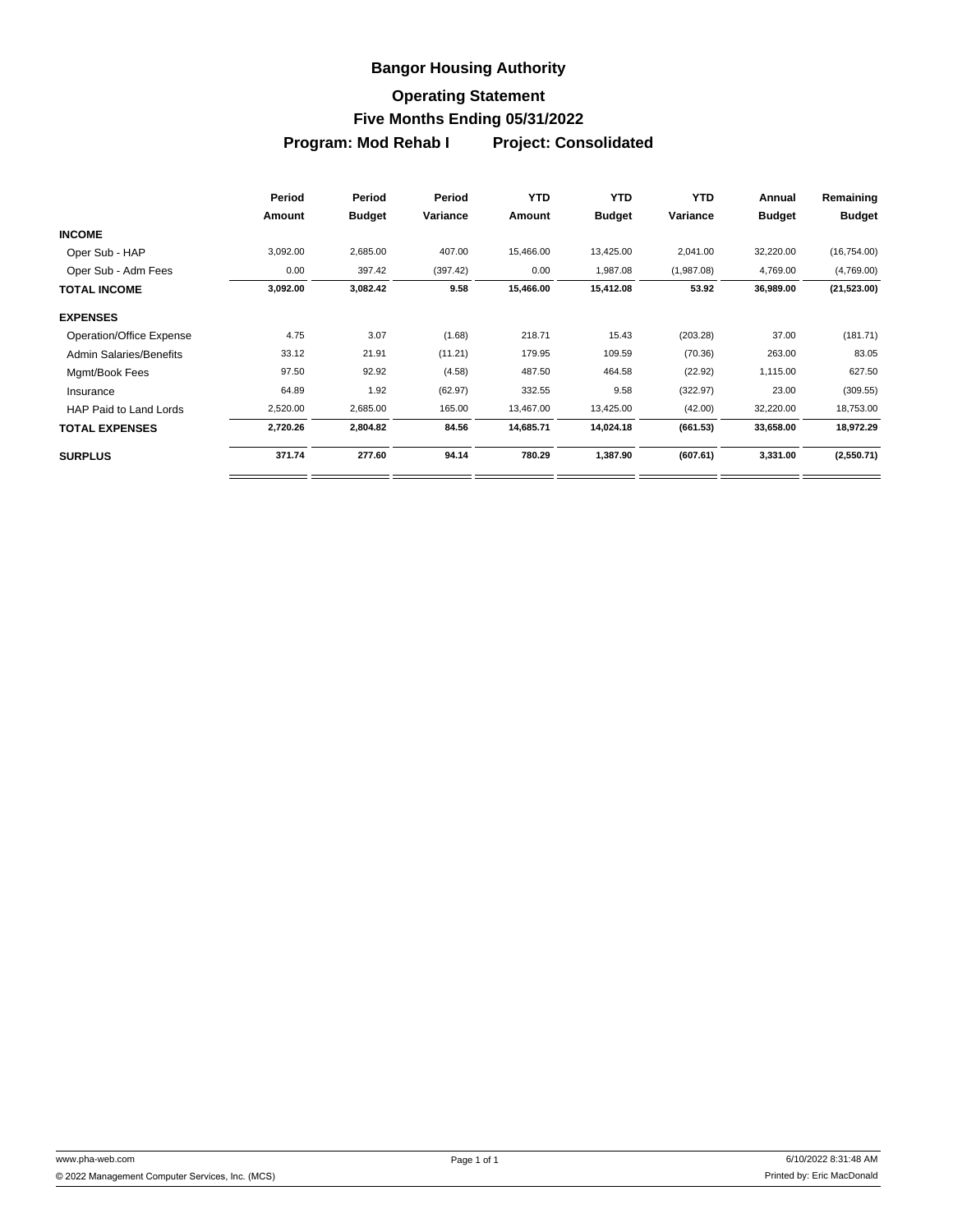# Bangor Housing Authority

## Operating Statement

## Five Months Ending 05/31/2022

## Program: Mod Rehab I Project: Consolidated

| | Period Amount | Period Budget | Period Variance | YTD Amount | YTD Budget | YTD Variance | Annual Budget | Remaining Budget |
|---|---|---|---|---|---|---|---|---|
| **INCOME** | | | | | | | | |
| Oper Sub - HAP | 3,092.00 | 2,685.00 | 407.00 | 15,466.00 | 13,425.00 | 2,041.00 | 32,220.00 | (16,754.00) |
| Oper Sub - Adm Fees | 0.00 | 397.42 | (397.42) | 0.00 | 1,987.08 | (1,987.08) | 4,769.00 | (4,769.00) |
| **TOTAL INCOME** | **3,092.00** | **3,082.42** | **9.58** | **15,466.00** | **15,412.08** | **53.92** | **36,989.00** | **(21,523.00)** |
| **EXPENSES** | | | | | | | | |
| Operation/Office Expense | 4.75 | 3.07 | (1.68) | 218.71 | 15.43 | (203.28) | 37.00 | (181.71) |
| Admin Salaries/Benefits | 33.12 | 21.91 | (11.21) | 179.95 | 109.59 | (70.36) | 263.00 | 83.05 |
| Mgmt/Book Fees | 97.50 | 92.92 | (4.58) | 487.50 | 464.58 | (22.92) | 1,115.00 | 627.50 |
| Insurance | 64.89 | 1.92 | (62.97) | 332.55 | 9.58 | (322.97) | 23.00 | (309.55) |
| HAP Paid to Land Lords | 2,520.00 | 2,685.00 | 165.00 | 13,467.00 | 13,425.00 | (42.00) | 32,220.00 | 18,753.00 |
| **TOTAL EXPENSES** | **2,720.26** | **2,804.82** | **84.56** | **14,685.71** | **14,024.18** | **(661.53)** | **33,658.00** | **18,972.29** |
| **SURPLUS** | **371.74** | **277.60** | **94.14** | **780.29** | **1,387.90** | **(607.61)** | **3,331.00** | **(2,550.71)** |

www.pha-web.com
© 2022 Management Computer Services, Inc. (MCS)
6/10/2022 8:31:48 AM
Printed by: Eric MacDonald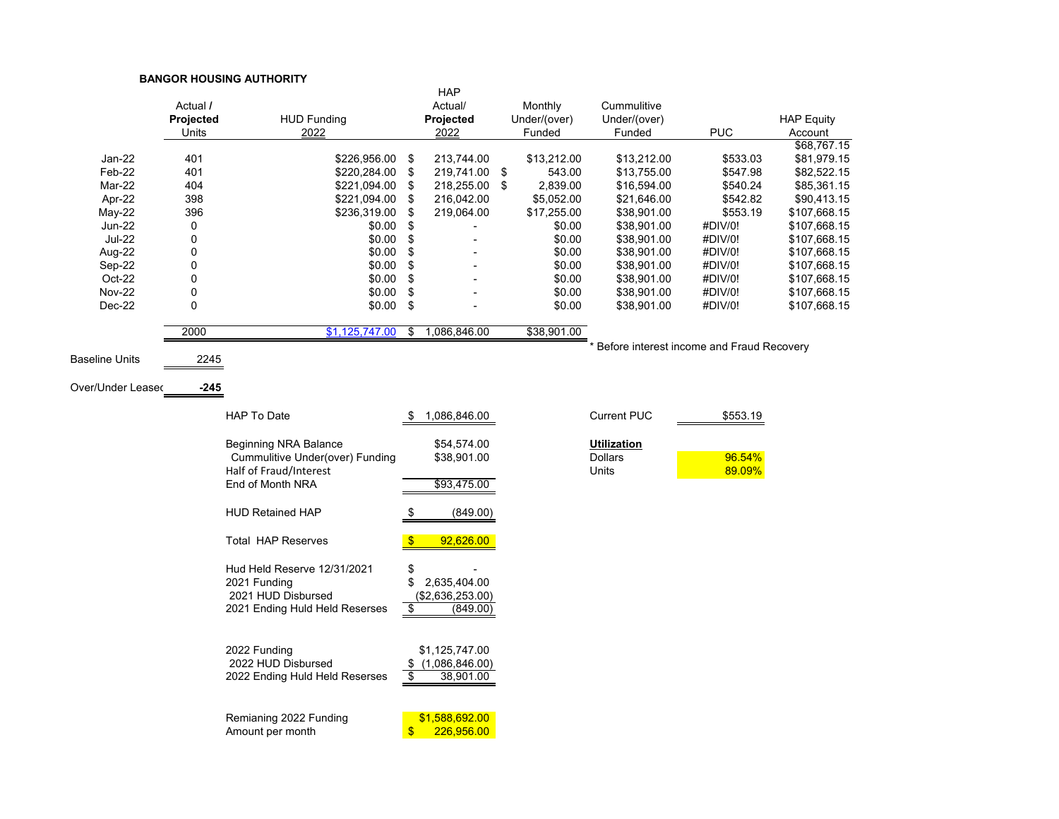**BANGOR HOUSING AUTHORITY**

| | Actual / **Projected** Units | HUD Funding 2022 | HAP Actual/ **Projected** 2022 | Monthly Under/(over) Funded | Cummulitive Under/(over) Funded | PUC | HAP Equity Account |
|---|---|---|---|---|---|---|---|
| | | | | | | | $68,767.15 |
| Jan-22 | 401 | $226,956.00 | $ 213,744.00 | $13,212.00 | $13,212.00 | $533.03 | $81,979.15 |
| Feb-22 | 401 | $220,284.00 | $ 219,741.00 | $ 543.00 | $13,755.00 | $547.98 | $82,522.15 |
| Mar-22 | 404 | $221,094.00 | $ 218,255.00 | $ 2,839.00 | $16,594.00 | $540.24 | $85,361.15 |
| Apr-22 | 398 | $221,094.00 | $ 216,042.00 | $5,052.00 | $21,646.00 | $542.82 | $90,413.15 |
| May-22 | 396 | $236,319.00 | $ 219,064.00 | $17,255.00 | $38,901.00 | $553.19 | $107,668.15 |
| Jun-22 | 0 | $0.00 | $ - | $0.00 | $38,901.00 | #DIV/0! | $107,668.15 |
| Jul-22 | 0 | $0.00 | $ - | $0.00 | $38,901.00 | #DIV/0! | $107,668.15 |
| Aug-22 | 0 | $0.00 | $ - | $0.00 | $38,901.00 | #DIV/0! | $107,668.15 |
| Sep-22 | 0 | $0.00 | $ - | $0.00 | $38,901.00 | #DIV/0! | $107,668.15 |
| Oct-22 | 0 | $0.00 | $ - | $0.00 | $38,901.00 | #DIV/0! | $107,668.15 |
| Nov-22 | 0 | $0.00 | $ - | $0.00 | $38,901.00 | #DIV/0! | $107,668.15 |
| Dec-22 | 0 | $0.00 | $ - | $0.00 | $38,901.00 | #DIV/0! | $107,668.15 |
| | 2000 | $1,125,747.00 | $ 1,086,846.00 | $38,901.00 | | | |
| Baseline Units | 2245 | | | | | | |
| Over/Under Leased | **-245** | | | | | | |

* Before interest income and Fraud Recovery

| | |
|---|---|
| HAP To Date | $ 1,086,846.00 |
| Beginning NRA Balance | $54,574.00 |
| Cummulitive Under(over) Funding | $38,901.00 |
| Half of Fraud/Interest | |
| End of Month NRA | $93,475.00 |
| HUD Retained HAP | $ (849.00) |
| Total HAP Reserves | $ 92,626.00 |
| Hud Held Reserve 12/31/2021 | $ - |
| 2021 Funding | $ 2,635,404.00 |
| 2021 HUD Disbursed | ($2,636,253.00) |
| 2021 Ending Huld Held Reserses | $ (849.00) |
| 2022 Funding | $1,125,747.00 |
| 2022 HUD Disbursed | $ (1,086,846.00) |
| 2022 Ending Huld Held Reserses | $ 38,901.00 |
| Remianing 2022 Funding | $1,588,692.00 |
| Amount per month | $ 226,956.00 |

| | |
|---|---|
| Current PUC | $553.19 |
| **Utilization** | |
| Dollars | 96.54% |
| Units | 89.09% |